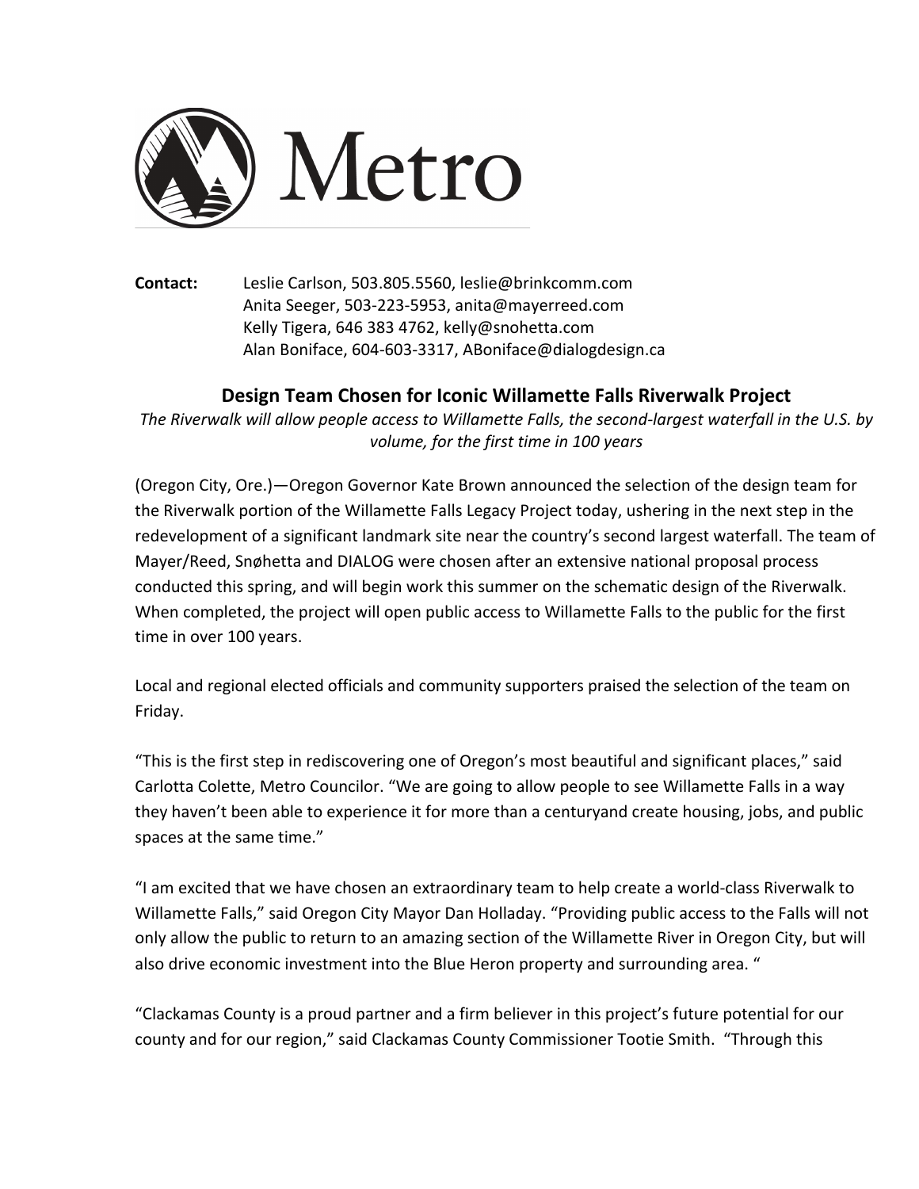Metro

**Contact:** Leslie Carlson, 503.805.5560, leslie@brinkcomm.com
Anita Seeger, 503-223-5953, anita@mayerreed.com
Kelly Tigera, 646 383 4762, kelly@snohetta.com
Alan Boniface, 604-603-3317, ABoniface@dialogdesign.ca

## Design Team Chosen for Iconic Willamette Falls Riverwalk Project

*The Riverwalk will allow people access to Willamette Falls, the second-largest waterfall in the U.S. by volume, for the first time in 100 years*

(Oregon City, Ore.)—Oregon Governor Kate Brown announced the selection of the design team for the Riverwalk portion of the Willamette Falls Legacy Project today, ushering in the next step in the redevelopment of a significant landmark site near the country's second largest waterfall. The team of Mayer/Reed, Snøhetta and DIALOG were chosen after an extensive national proposal process conducted this spring, and will begin work this summer on the schematic design of the Riverwalk. When completed, the project will open public access to Willamette Falls to the public for the first time in over 100 years.

Local and regional elected officials and community supporters praised the selection of the team on Friday.

"This is the first step in rediscovering one of Oregon's most beautiful and significant places," said Carlotta Colette, Metro Councilor. "We are going to allow people to see Willamette Falls in a way they haven't been able to experience it for more than a centuryand create housing, jobs, and public spaces at the same time."

"I am excited that we have chosen an extraordinary team to help create a world-class Riverwalk to Willamette Falls," said Oregon City Mayor Dan Holladay. "Providing public access to the Falls will not only allow the public to return to an amazing section of the Willamette River in Oregon City, but will also drive economic investment into the Blue Heron property and surrounding area. "

"Clackamas County is a proud partner and a firm believer in this project's future potential for our county and for our region," said Clackamas County Commissioner Tootie Smith. "Through this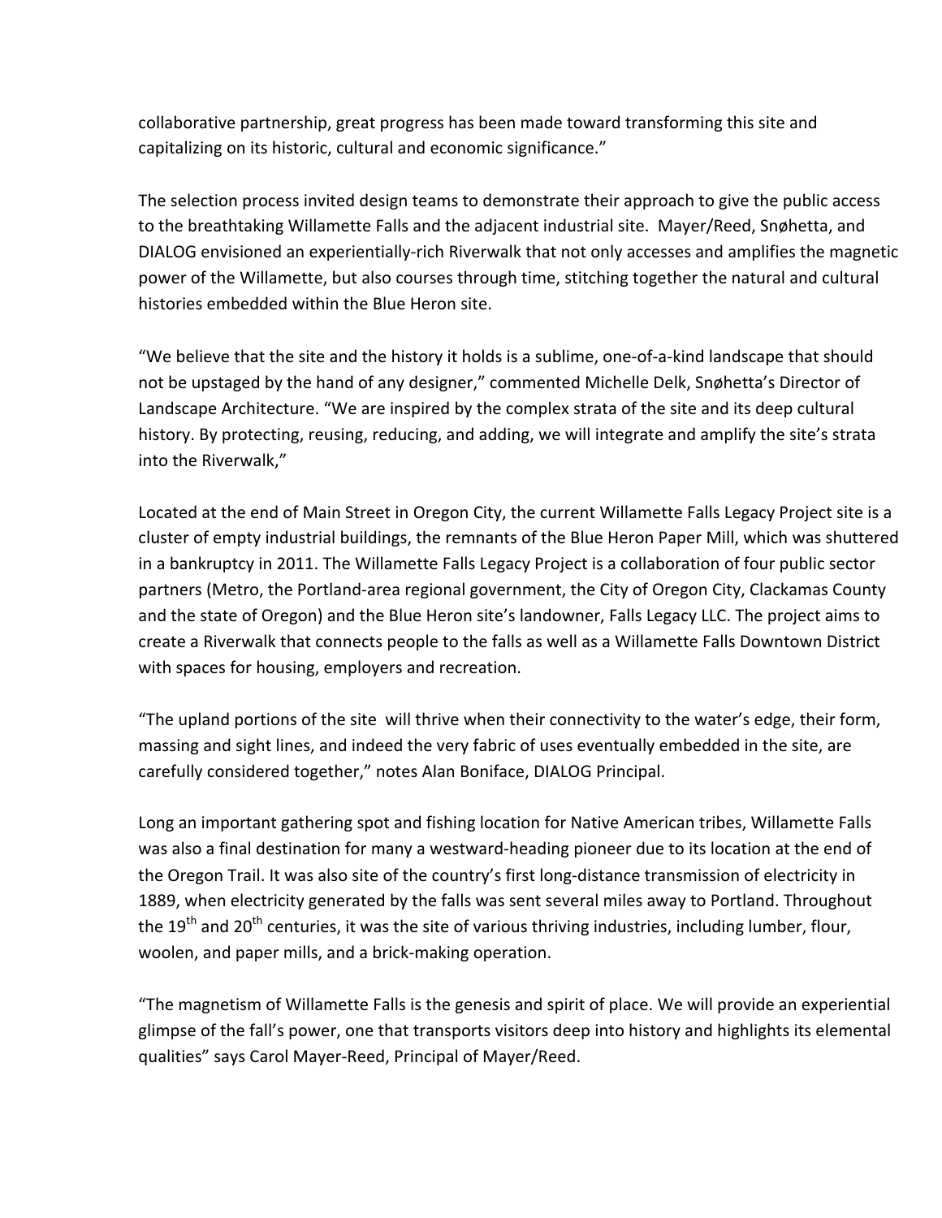collaborative partnership, great progress has been made toward transforming this site and capitalizing on its historic, cultural and economic significance."

The selection process invited design teams to demonstrate their approach to give the public access to the breathtaking Willamette Falls and the adjacent industrial site. Mayer/Reed, Snøhetta, and DIALOG envisioned an experientially-rich Riverwalk that not only accesses and amplifies the magnetic power of the Willamette, but also courses through time, stitching together the natural and cultural histories embedded within the Blue Heron site.

"We believe that the site and the history it holds is a sublime, one-of-a-kind landscape that should not be upstaged by the hand of any designer," commented Michelle Delk, Snøhetta's Director of Landscape Architecture. "We are inspired by the complex strata of the site and its deep cultural history. By protecting, reusing, reducing, and adding, we will integrate and amplify the site's strata into the Riverwalk,"

Located at the end of Main Street in Oregon City, the current Willamette Falls Legacy Project site is a cluster of empty industrial buildings, the remnants of the Blue Heron Paper Mill, which was shuttered in a bankruptcy in 2011. The Willamette Falls Legacy Project is a collaboration of four public sector partners (Metro, the Portland-area regional government, the City of Oregon City, Clackamas County and the state of Oregon) and the Blue Heron site's landowner, Falls Legacy LLC. The project aims to create a Riverwalk that connects people to the falls as well as a Willamette Falls Downtown District with spaces for housing, employers and recreation.

"The upland portions of the site will thrive when their connectivity to the water's edge, their form, massing and sight lines, and indeed the very fabric of uses eventually embedded in the site, are carefully considered together," notes Alan Boniface, DIALOG Principal.

Long an important gathering spot and fishing location for Native American tribes, Willamette Falls was also a final destination for many a westward-heading pioneer due to its location at the end of the Oregon Trail. It was also site of the country's first long-distance transmission of electricity in 1889, when electricity generated by the falls was sent several miles away to Portland. Throughout the 19th and 20th centuries, it was the site of various thriving industries, including lumber, flour, woolen, and paper mills, and a brick-making operation.

"The magnetism of Willamette Falls is the genesis and spirit of place. We will provide an experiential glimpse of the fall's power, one that transports visitors deep into history and highlights its elemental qualities" says Carol Mayer-Reed, Principal of Mayer/Reed.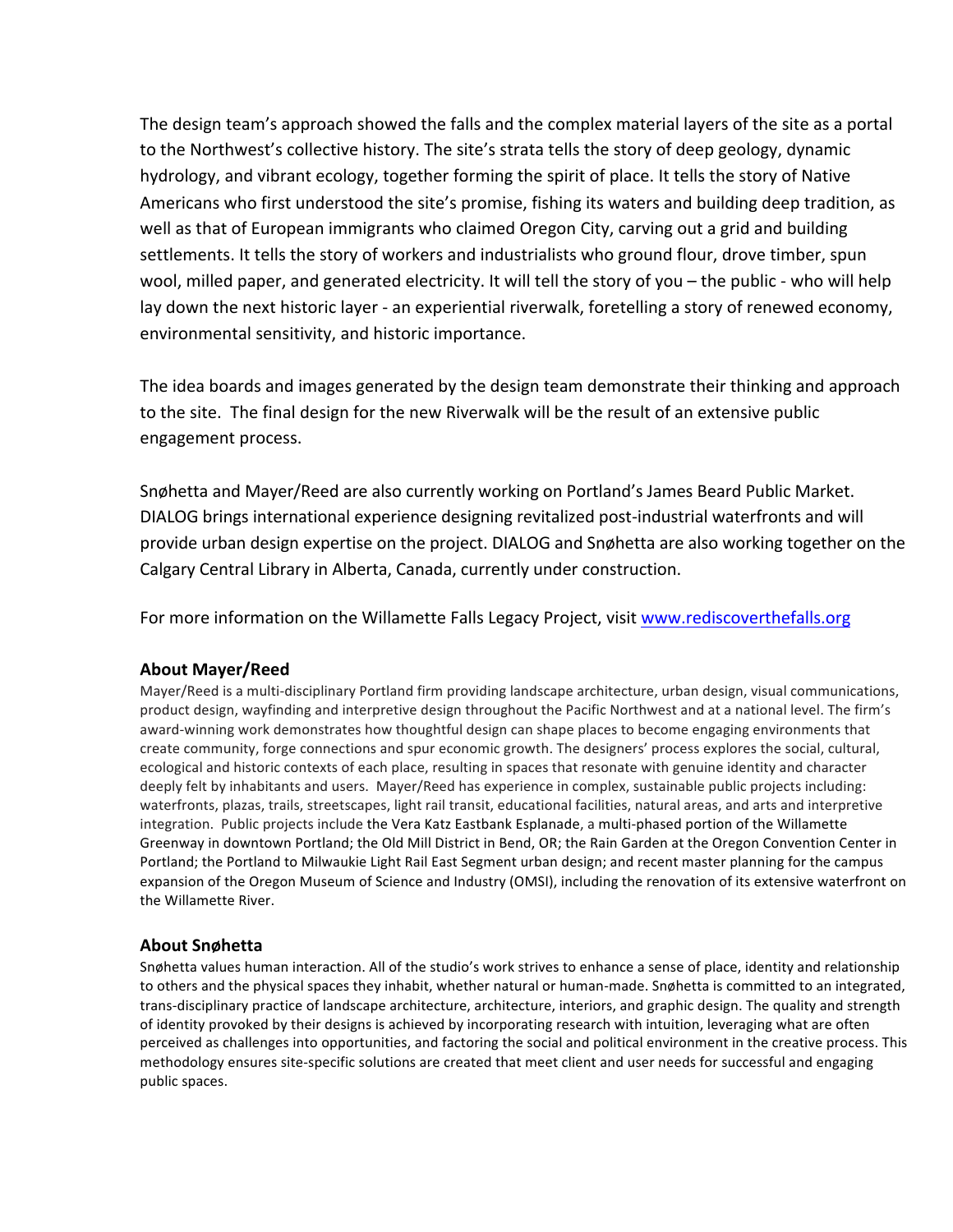The design team's approach showed the falls and the complex material layers of the site as a portal to the Northwest's collective history. The site's strata tells the story of deep geology, dynamic hydrology, and vibrant ecology, together forming the spirit of place. It tells the story of Native Americans who first understood the site's promise, fishing its waters and building deep tradition, as well as that of European immigrants who claimed Oregon City, carving out a grid and building settlements. It tells the story of workers and industrialists who ground flour, drove timber, spun wool, milled paper, and generated electricity. It will tell the story of you – the public - who will help lay down the next historic layer - an experiential riverwalk, foretelling a story of renewed economy, environmental sensitivity, and historic importance.

The idea boards and images generated by the design team demonstrate their thinking and approach to the site. The final design for the new Riverwalk will be the result of an extensive public engagement process.

Snøhetta and Mayer/Reed are also currently working on Portland's James Beard Public Market. DIALOG brings international experience designing revitalized post-industrial waterfronts and will provide urban design expertise on the project. DIALOG and Snøhetta are also working together on the Calgary Central Library in Alberta, Canada, currently under construction.

For more information on the Willamette Falls Legacy Project, visit www.rediscoverthefalls.org

### About Mayer/Reed

Mayer/Reed is a multi-disciplinary Portland firm providing landscape architecture, urban design, visual communications, product design, wayfinding and interpretive design throughout the Pacific Northwest and at a national level. The firm's award-winning work demonstrates how thoughtful design can shape places to become engaging environments that create community, forge connections and spur economic growth. The designers' process explores the social, cultural, ecological and historic contexts of each place, resulting in spaces that resonate with genuine identity and character deeply felt by inhabitants and users. Mayer/Reed has experience in complex, sustainable public projects including: waterfronts, plazas, trails, streetscapes, light rail transit, educational facilities, natural areas, and arts and interpretive integration. Public projects include the Vera Katz Eastbank Esplanade, a multi-phased portion of the Willamette Greenway in downtown Portland; the Old Mill District in Bend, OR; the Rain Garden at the Oregon Convention Center in Portland; the Portland to Milwaukie Light Rail East Segment urban design; and recent master planning for the campus expansion of the Oregon Museum of Science and Industry (OMSI), including the renovation of its extensive waterfront on the Willamette River.

### About Snøhetta

Snøhetta values human interaction. All of the studio's work strives to enhance a sense of place, identity and relationship to others and the physical spaces they inhabit, whether natural or human-made. Snøhetta is committed to an integrated, trans-disciplinary practice of landscape architecture, architecture, interiors, and graphic design. The quality and strength of identity provoked by their designs is achieved by incorporating research with intuition, leveraging what are often perceived as challenges into opportunities, and factoring the social and political environment in the creative process. This methodology ensures site-specific solutions are created that meet client and user needs for successful and engaging public spaces.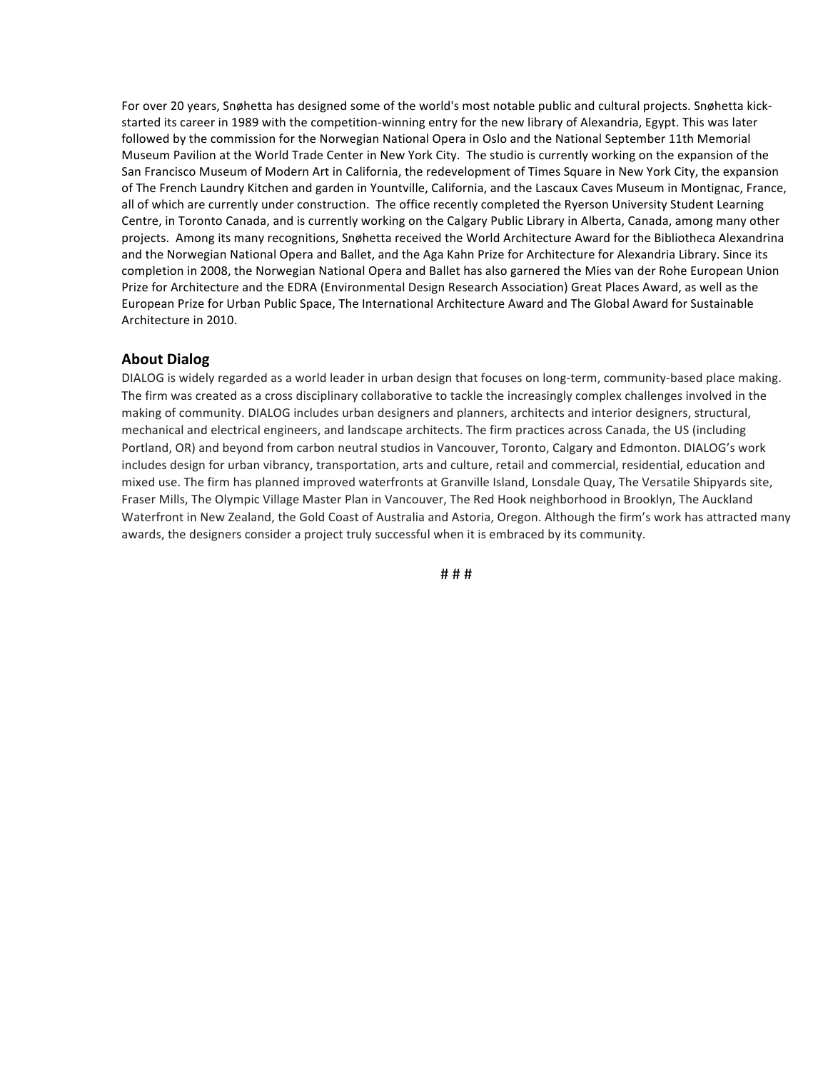For over 20 years, Snøhetta has designed some of the world's most notable public and cultural projects. Snøhetta kick-started its career in 1989 with the competition-winning entry for the new library of Alexandria, Egypt. This was later followed by the commission for the Norwegian National Opera in Oslo and the National September 11th Memorial Museum Pavilion at the World Trade Center in New York City. The studio is currently working on the expansion of the San Francisco Museum of Modern Art in California, the redevelopment of Times Square in New York City, the expansion of The French Laundry Kitchen and garden in Yountville, California, and the Lascaux Caves Museum in Montignac, France, all of which are currently under construction. The office recently completed the Ryerson University Student Learning Centre, in Toronto Canada, and is currently working on the Calgary Public Library in Alberta, Canada, among many other projects. Among its many recognitions, Snøhetta received the World Architecture Award for the Bibliotheca Alexandrina and the Norwegian National Opera and Ballet, and the Aga Kahn Prize for Architecture for Alexandria Library. Since its completion in 2008, the Norwegian National Opera and Ballet has also garnered the Mies van der Rohe European Union Prize for Architecture and the EDRA (Environmental Design Research Association) Great Places Award, as well as the European Prize for Urban Public Space, The International Architecture Award and The Global Award for Sustainable Architecture in 2010.

## About Dialog

DIALOG is widely regarded as a world leader in urban design that focuses on long-term, community-based place making. The firm was created as a cross disciplinary collaborative to tackle the increasingly complex challenges involved in the making of community. DIALOG includes urban designers and planners, architects and interior designers, structural, mechanical and electrical engineers, and landscape architects. The firm practices across Canada, the US (including Portland, OR) and beyond from carbon neutral studios in Vancouver, Toronto, Calgary and Edmonton. DIALOG's work includes design for urban vibrancy, transportation, arts and culture, retail and commercial, residential, education and mixed use. The firm has planned improved waterfronts at Granville Island, Lonsdale Quay, The Versatile Shipyards site, Fraser Mills, The Olympic Village Master Plan in Vancouver, The Red Hook neighborhood in Brooklyn, The Auckland Waterfront in New Zealand, the Gold Coast of Australia and Astoria, Oregon. Although the firm's work has attracted many awards, the designers consider a project truly successful when it is embraced by its community.

# # #